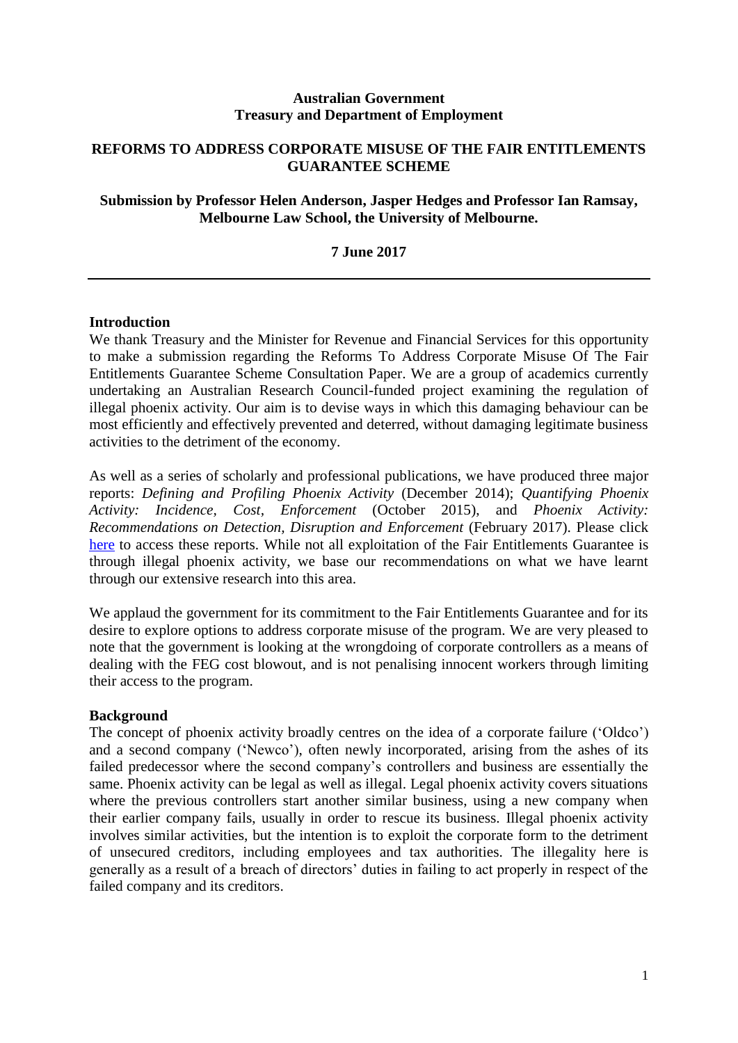**Australian Government**
**Treasury and Department of Employment**

# REFORMS TO ADDRESS CORPORATE MISUSE OF THE FAIR ENTITLEMENTS GUARANTEE SCHEME

**Submission by Professor Helen Anderson, Jasper Hedges and Professor Ian Ramsay, Melbourne Law School, the University of Melbourne.**

**7 June 2017**

---

## Introduction

We thank Treasury and the Minister for Revenue and Financial Services for this opportunity to make a submission regarding the Reforms To Address Corporate Misuse Of The Fair Entitlements Guarantee Scheme Consultation Paper. We are a group of academics currently undertaking an Australian Research Council-funded project examining the regulation of illegal phoenix activity. Our aim is to devise ways in which this damaging behaviour can be most efficiently and effectively prevented and deterred, without damaging legitimate business activities to the detriment of the economy.

As well as a series of scholarly and professional publications, we have produced three major reports: *Defining and Profiling Phoenix Activity* (December 2014); *Quantifying Phoenix Activity: Incidence, Cost, Enforcement* (October 2015), and *Phoenix Activity: Recommendations on Detection, Disruption and Enforcement* (February 2017). Please click here to access these reports. While not all exploitation of the Fair Entitlements Guarantee is through illegal phoenix activity, we base our recommendations on what we have learnt through our extensive research into this area.

We applaud the government for its commitment to the Fair Entitlements Guarantee and for its desire to explore options to address corporate misuse of the program. We are very pleased to note that the government is looking at the wrongdoing of corporate controllers as a means of dealing with the FEG cost blowout, and is not penalising innocent workers through limiting their access to the program.

## Background

The concept of phoenix activity broadly centres on the idea of a corporate failure ('Oldco') and a second company ('Newco'), often newly incorporated, arising from the ashes of its failed predecessor where the second company's controllers and business are essentially the same. Phoenix activity can be legal as well as illegal. Legal phoenix activity covers situations where the previous controllers start another similar business, using a new company when their earlier company fails, usually in order to rescue its business. Illegal phoenix activity involves similar activities, but the intention is to exploit the corporate form to the detriment of unsecured creditors, including employees and tax authorities. The illegality here is generally as a result of a breach of directors' duties in failing to act properly in respect of the failed company and its creditors.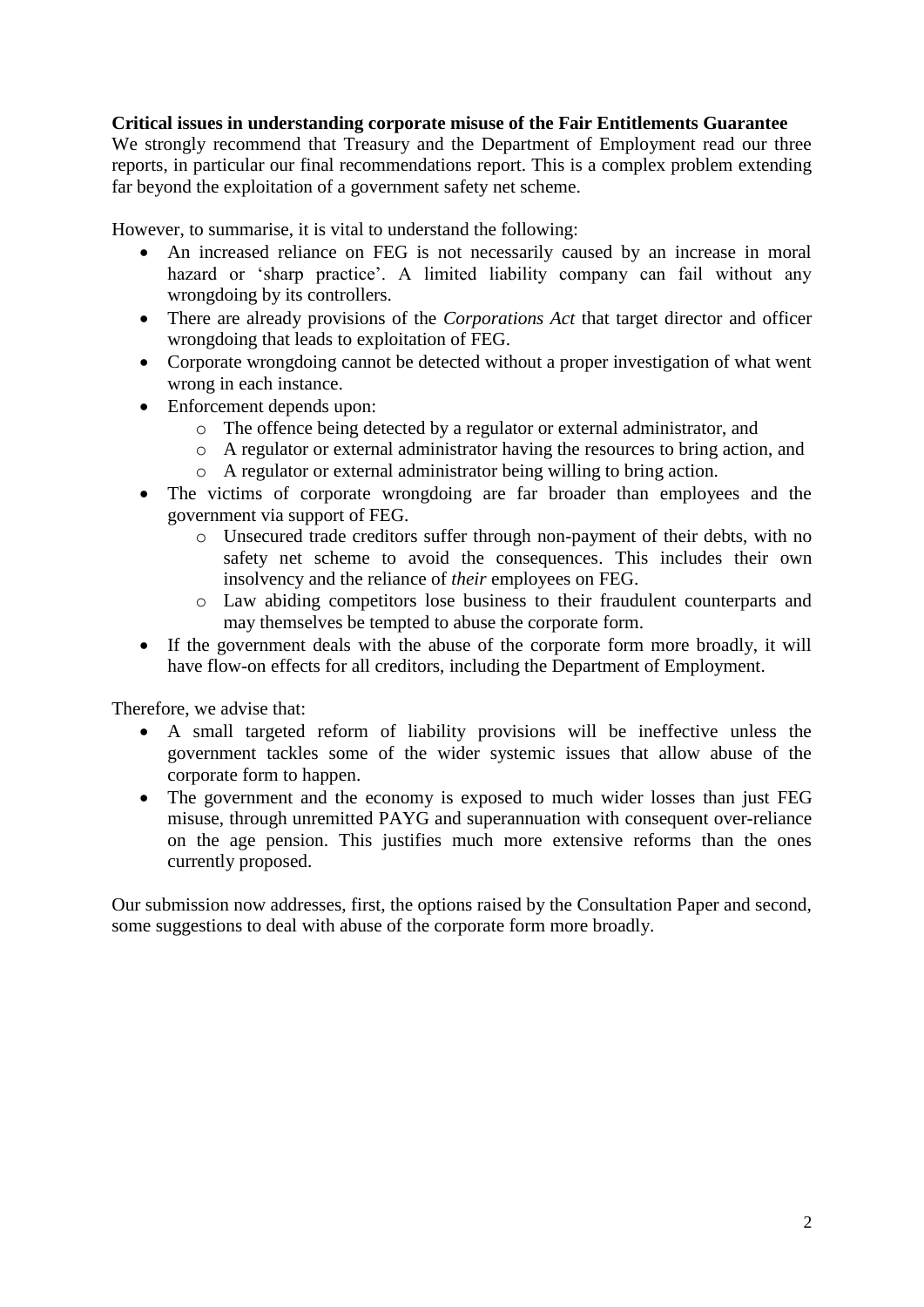**Critical issues in understanding corporate misuse of the Fair Entitlements Guarantee**

We strongly recommend that Treasury and the Department of Employment read our three reports, in particular our final recommendations report. This is a complex problem extending far beyond the exploitation of a government safety net scheme.

However, to summarise, it is vital to understand the following:

- An increased reliance on FEG is not necessarily caused by an increase in moral hazard or 'sharp practice'. A limited liability company can fail without any wrongdoing by its controllers.
- There are already provisions of the *Corporations Act* that target director and officer wrongdoing that leads to exploitation of FEG.
- Corporate wrongdoing cannot be detected without a proper investigation of what went wrong in each instance.
- Enforcement depends upon:
    - The offence being detected by a regulator or external administrator, and
    - A regulator or external administrator having the resources to bring action, and
    - A regulator or external administrator being willing to bring action.
- The victims of corporate wrongdoing are far broader than employees and the government via support of FEG.
    - Unsecured trade creditors suffer through non-payment of their debts, with no safety net scheme to avoid the consequences. This includes their own insolvency and the reliance of *their* employees on FEG.
    - Law abiding competitors lose business to their fraudulent counterparts and may themselves be tempted to abuse the corporate form.
- If the government deals with the abuse of the corporate form more broadly, it will have flow-on effects for all creditors, including the Department of Employment.

Therefore, we advise that:

- A small targeted reform of liability provisions will be ineffective unless the government tackles some of the wider systemic issues that allow abuse of the corporate form to happen.
- The government and the economy is exposed to much wider losses than just FEG misuse, through unremitted PAYG and superannuation with consequent over-reliance on the age pension. This justifies much more extensive reforms than the ones currently proposed.

Our submission now addresses, first, the options raised by the Consultation Paper and second, some suggestions to deal with abuse of the corporate form more broadly.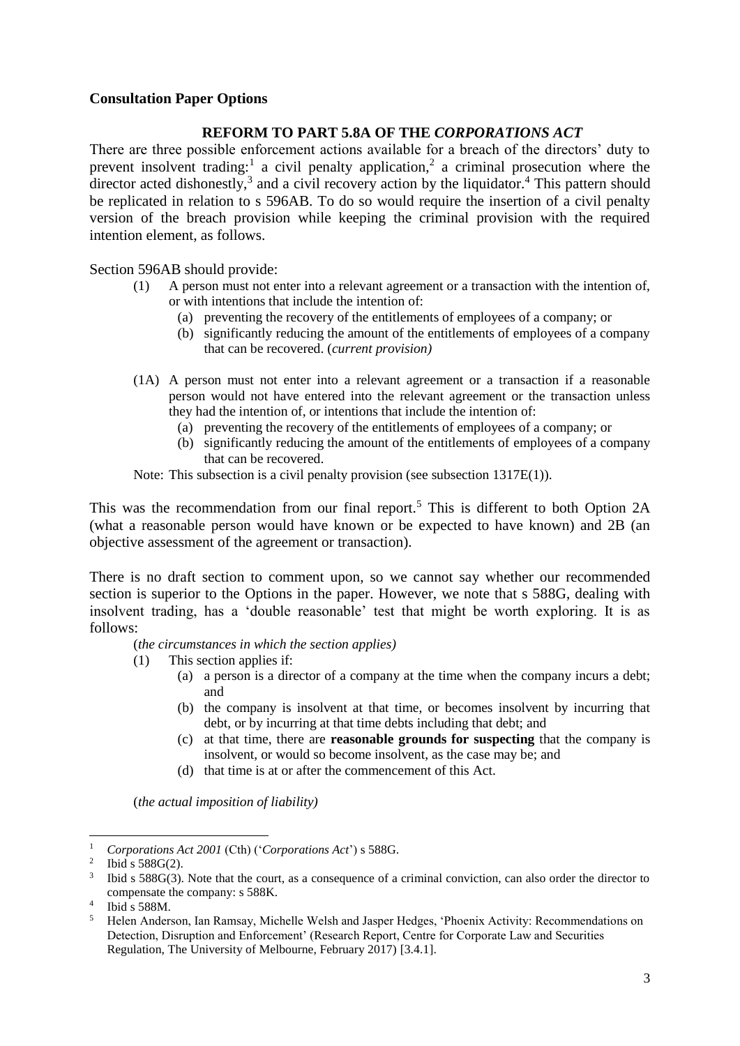**Consultation Paper Options**

**REFORM TO PART 5.8A OF THE *CORPORATIONS ACT***

There are three possible enforcement actions available for a breach of the directors' duty to prevent insolvent trading:[1] a civil penalty application,[2] a criminal prosecution where the director acted dishonestly,[3] and a civil recovery action by the liquidator.[4] This pattern should be replicated in relation to s 596AB. To do so would require the insertion of a civil penalty version of the breach provision while keeping the criminal provision with the required intention element, as follows.

Section 596AB should provide:

(1) A person must not enter into a relevant agreement or a transaction with the intention of, or with intentions that include the intention of:

  (a) preventing the recovery of the entitlements of employees of a company; or

  (b) significantly reducing the amount of the entitlements of employees of a company that can be recovered. (*current provision)*

(1A) A person must not enter into a relevant agreement or a transaction if a reasonable person would not have entered into the relevant agreement or the transaction unless they had the intention of, or intentions that include the intention of:

  (a) preventing the recovery of the entitlements of employees of a company; or

  (b) significantly reducing the amount of the entitlements of employees of a company that can be recovered.

Note: This subsection is a civil penalty provision (see subsection 1317E(1)).

This was the recommendation from our final report.[5] This is different to both Option 2A (what a reasonable person would have known or be expected to have known) and 2B (an objective assessment of the agreement or transaction).

There is no draft section to comment upon, so we cannot say whether our recommended section is superior to the Options in the paper. However, we note that s 588G, dealing with insolvent trading, has a 'double reasonable' test that might be worth exploring. It is as follows:

(*the circumstances in which the section applies*)

(1) This section applies if:

  (a) a person is a director of a company at the time when the company incurs a debt; and

  (b) the company is insolvent at that time, or becomes insolvent by incurring that debt, or by incurring at that time debts including that debt; and

  (c) at that time, there are **reasonable grounds for suspecting** that the company is insolvent, or would so become insolvent, as the case may be; and

  (d) that time is at or after the commencement of this Act.

(*the actual imposition of liability)*

---

[1] *Corporations Act 2001* (Cth) ('*Corporations Act*') s 588G.

[2] Ibid s 588G(2).

[3] Ibid s 588G(3). Note that the court, as a consequence of a criminal conviction, can also order the director to compensate the company: s 588K.

[4] Ibid s 588M.

[5] Helen Anderson, Ian Ramsay, Michelle Welsh and Jasper Hedges, 'Phoenix Activity: Recommendations on Detection, Disruption and Enforcement' (Research Report, Centre for Corporate Law and Securities Regulation, The University of Melbourne, February 2017) [3.4.1].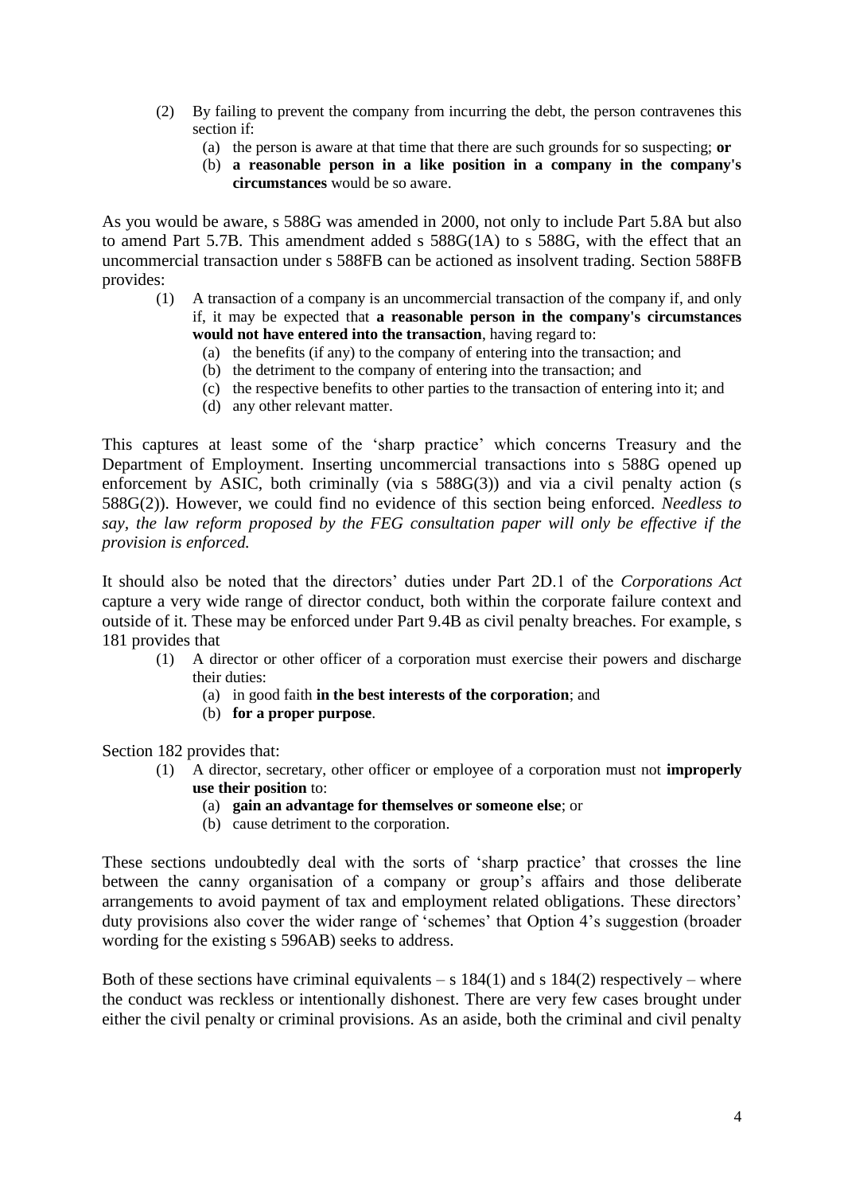> (2) By failing to prevent the company from incurring the debt, the person contravenes this section if:
>
> (a) the person is aware at that time that there are such grounds for so suspecting; **or**
>
> (b) **a reasonable person in a like position in a company in the company's circumstances** would be so aware.

As you would be aware, s 588G was amended in 2000, not only to include Part 5.8A but also to amend Part 5.7B. This amendment added s 588G(1A) to s 588G, with the effect that an uncommercial transaction under s 588FB can be actioned as insolvent trading. Section 588FB provides:

> (1) A transaction of a company is an uncommercial transaction of the company if, and only if, it may be expected that **a reasonable person in the company's circumstances would not have entered into the transaction**, having regard to:
>
> (a) the benefits (if any) to the company of entering into the transaction; and
>
> (b) the detriment to the company of entering into the transaction; and
>
> (c) the respective benefits to other parties to the transaction of entering into it; and
>
> (d) any other relevant matter.

This captures at least some of the 'sharp practice' which concerns Treasury and the Department of Employment. Inserting uncommercial transactions into s 588G opened up enforcement by ASIC, both criminally (via s 588G(3)) and via a civil penalty action (s 588G(2)). However, we could find no evidence of this section being enforced. *Needless to say, the law reform proposed by the FEG consultation paper will only be effective if the provision is enforced.*

It should also be noted that the directors' duties under Part 2D.1 of the *Corporations Act* capture a very wide range of director conduct, both within the corporate failure context and outside of it. These may be enforced under Part 9.4B as civil penalty breaches. For example, s 181 provides that

> (1) A director or other officer of a corporation must exercise their powers and discharge their duties:
>
> (a) in good faith **in the best interests of the corporation**; and
>
> (b) **for a proper purpose**.

Section 182 provides that:

> (1) A director, secretary, other officer or employee of a corporation must not **improperly use their position** to:
>
> (a) **gain an advantage for themselves or someone else**; or
>
> (b) cause detriment to the corporation.

These sections undoubtedly deal with the sorts of 'sharp practice' that crosses the line between the canny organisation of a company or group's affairs and those deliberate arrangements to avoid payment of tax and employment related obligations. These directors' duty provisions also cover the wider range of 'schemes' that Option 4's suggestion (broader wording for the existing s 596AB) seeks to address.

Both of these sections have criminal equivalents – s 184(1) and s 184(2) respectively – where the conduct was reckless or intentionally dishonest. There are very few cases brought under either the civil penalty or criminal provisions. As an aside, both the criminal and civil penalty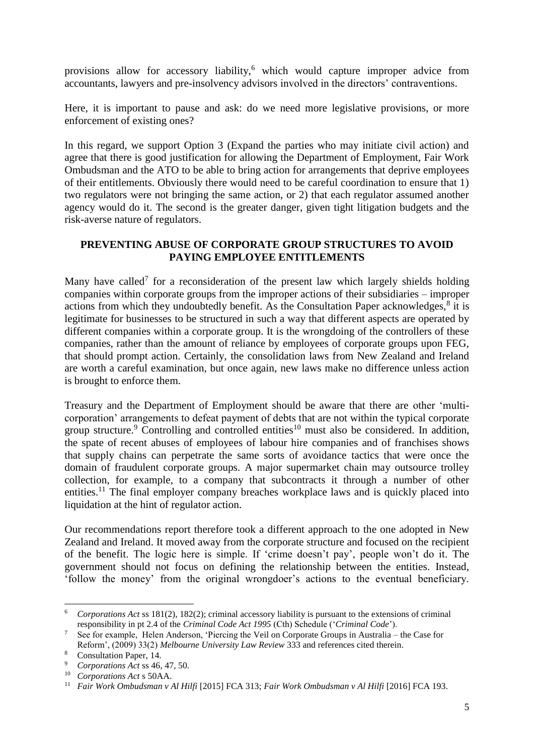provisions allow for accessory liability,[6] which would capture improper advice from accountants, lawyers and pre-insolvency advisors involved in the directors' contraventions.

Here, it is important to pause and ask: do we need more legislative provisions, or more enforcement of existing ones?

In this regard, we support Option 3 (Expand the parties who may initiate civil action) and agree that there is good justification for allowing the Department of Employment, Fair Work Ombudsman and the ATO to be able to bring action for arrangements that deprive employees of their entitlements. Obviously there would need to be careful coordination to ensure that 1) two regulators were not bringing the same action, or 2) that each regulator assumed another agency would do it. The second is the greater danger, given tight litigation budgets and the risk-averse nature of regulators.

## PREVENTING ABUSE OF CORPORATE GROUP STRUCTURES TO AVOID PAYING EMPLOYEE ENTITLEMENTS

Many have called[7] for a reconsideration of the present law which largely shields holding companies within corporate groups from the improper actions of their subsidiaries – improper actions from which they undoubtedly benefit. As the Consultation Paper acknowledges,[8] it is legitimate for businesses to be structured in such a way that different aspects are operated by different companies within a corporate group. It is the wrongdoing of the controllers of these companies, rather than the amount of reliance by employees of corporate groups upon FEG, that should prompt action. Certainly, the consolidation laws from New Zealand and Ireland are worth a careful examination, but once again, new laws make no difference unless action is brought to enforce them.

Treasury and the Department of Employment should be aware that there are other 'multi-corporation' arrangements to defeat payment of debts that are not within the typical corporate group structure.[9] Controlling and controlled entities[10] must also be considered. In addition, the spate of recent abuses of employees of labour hire companies and of franchises shows that supply chains can perpetrate the same sorts of avoidance tactics that were once the domain of fraudulent corporate groups. A major supermarket chain may outsource trolley collection, for example, to a company that subcontracts it through a number of other entities.[11] The final employer company breaches workplace laws and is quickly placed into liquidation at the hint of regulator action.

Our recommendations report therefore took a different approach to the one adopted in New Zealand and Ireland. It moved away from the corporate structure and focused on the recipient of the benefit. The logic here is simple. If 'crime doesn't pay', people won't do it. The government should not focus on defining the relationship between the entities. Instead, 'follow the money' from the original wrongdoer's actions to the eventual beneficiary.

---

[6] *Corporations Act* ss 181(2), 182(2); criminal accessory liability is pursuant to the extensions of criminal responsibility in pt 2.4 of the *Criminal Code Act 1995* (Cth) Schedule ('*Criminal Code*').

[7] See for example, Helen Anderson, 'Piercing the Veil on Corporate Groups in Australia – the Case for Reform', (2009) 33(2) *Melbourne University Law Review* 333 and references cited therein.

[8] Consultation Paper, 14.

[9] *Corporations Act* ss 46, 47, 50.

[10] *Corporations Act* s 50AA.

[11] *Fair Work Ombudsman v Al Hilfi* [2015] FCA 313; *Fair Work Ombudsman v Al Hilfi* [2016] FCA 193.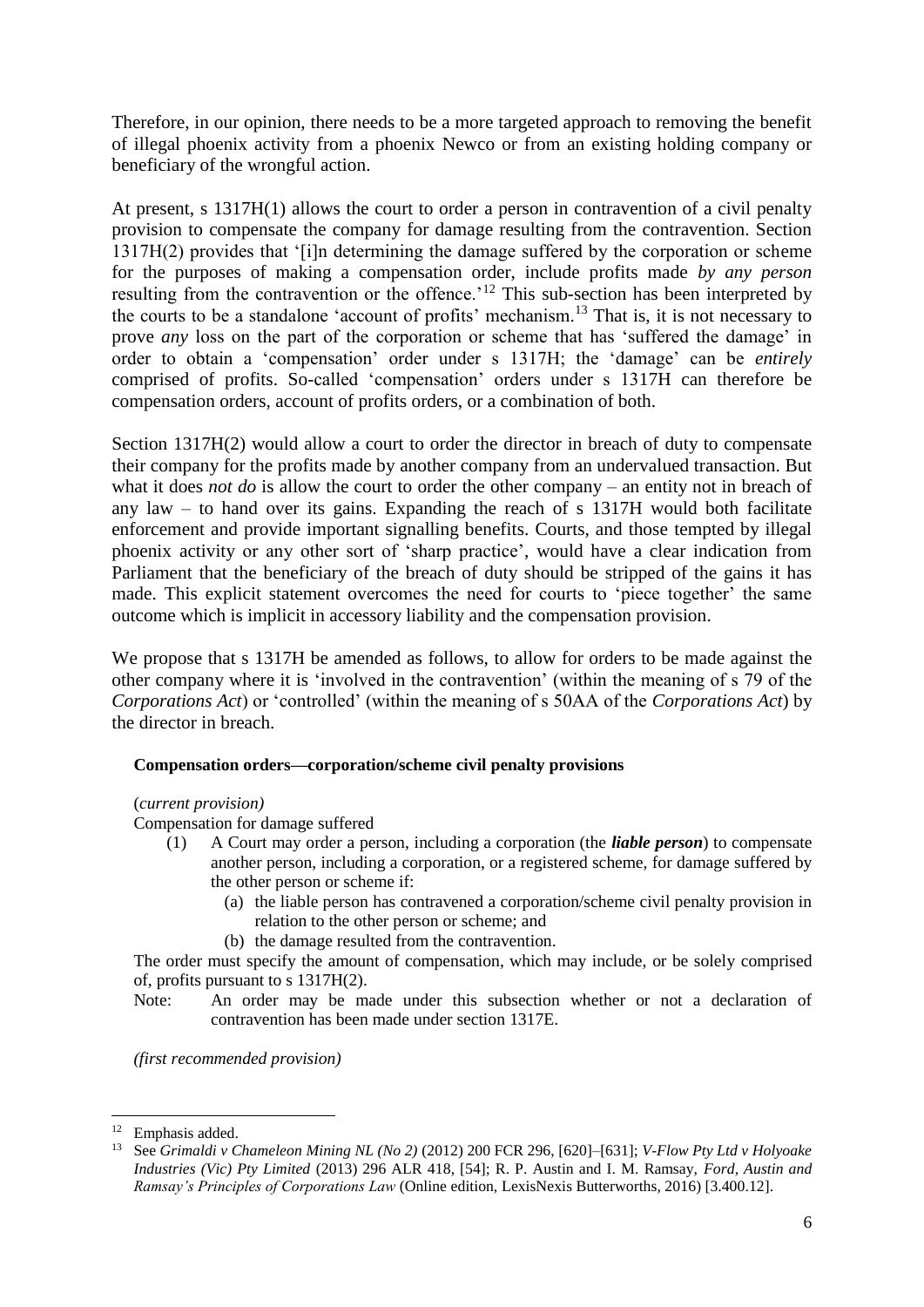Therefore, in our opinion, there needs to be a more targeted approach to removing the benefit of illegal phoenix activity from a phoenix Newco or from an existing holding company or beneficiary of the wrongful action.

At present, s 1317H(1) allows the court to order a person in contravention of a civil penalty provision to compensate the company for damage resulting from the contravention. Section 1317H(2) provides that '[i]n determining the damage suffered by the corporation or scheme for the purposes of making a compensation order, include profits made *by any person* resulting from the contravention or the offence.'[12] This sub-section has been interpreted by the courts to be a standalone 'account of profits' mechanism.[13] That is, it is not necessary to prove *any* loss on the part of the corporation or scheme that has 'suffered the damage' in order to obtain a 'compensation' order under s 1317H; the 'damage' can be *entirely* comprised of profits. So-called 'compensation' orders under s 1317H can therefore be compensation orders, account of profits orders, or a combination of both.

Section 1317H(2) would allow a court to order the director in breach of duty to compensate their company for the profits made by another company from an undervalued transaction. But what it does *not do* is allow the court to order the other company – an entity not in breach of any law – to hand over its gains. Expanding the reach of s 1317H would both facilitate enforcement and provide important signalling benefits. Courts, and those tempted by illegal phoenix activity or any other sort of 'sharp practice', would have a clear indication from Parliament that the beneficiary of the breach of duty should be stripped of the gains it has made. This explicit statement overcomes the need for courts to 'piece together' the same outcome which is implicit in accessory liability and the compensation provision.

We propose that s 1317H be amended as follows, to allow for orders to be made against the other company where it is 'involved in the contravention' (within the meaning of s 79 of the *Corporations Act*) or 'controlled' (within the meaning of s 50AA of the *Corporations Act*) by the director in breach.

**Compensation orders—corporation/scheme civil penalty provisions**

(*current provision)*

Compensation for damage suffered

(1) A Court may order a person, including a corporation (the ***liable person***) to compensate another person, including a corporation, or a registered scheme, for damage suffered by the other person or scheme if:

(a) the liable person has contravened a corporation/scheme civil penalty provision in relation to the other person or scheme; and

(b) the damage resulted from the contravention.

The order must specify the amount of compensation, which may include, or be solely comprised of, profits pursuant to s 1317H(2).

Note: An order may be made under this subsection whether or not a declaration of contravention has been made under section 1317E.

*(first recommended provision)*

---

[12] Emphasis added.

[13] See *Grimaldi v Chameleon Mining NL (No 2)* (2012) 200 FCR 296, [620]–[631]; *V-Flow Pty Ltd v Holyoake Industries (Vic) Pty Limited* (2013) 296 ALR 418, [54]; R. P. Austin and I. M. Ramsay, *Ford, Austin and Ramsay's Principles of Corporations Law* (Online edition, LexisNexis Butterworths, 2016) [3.400.12].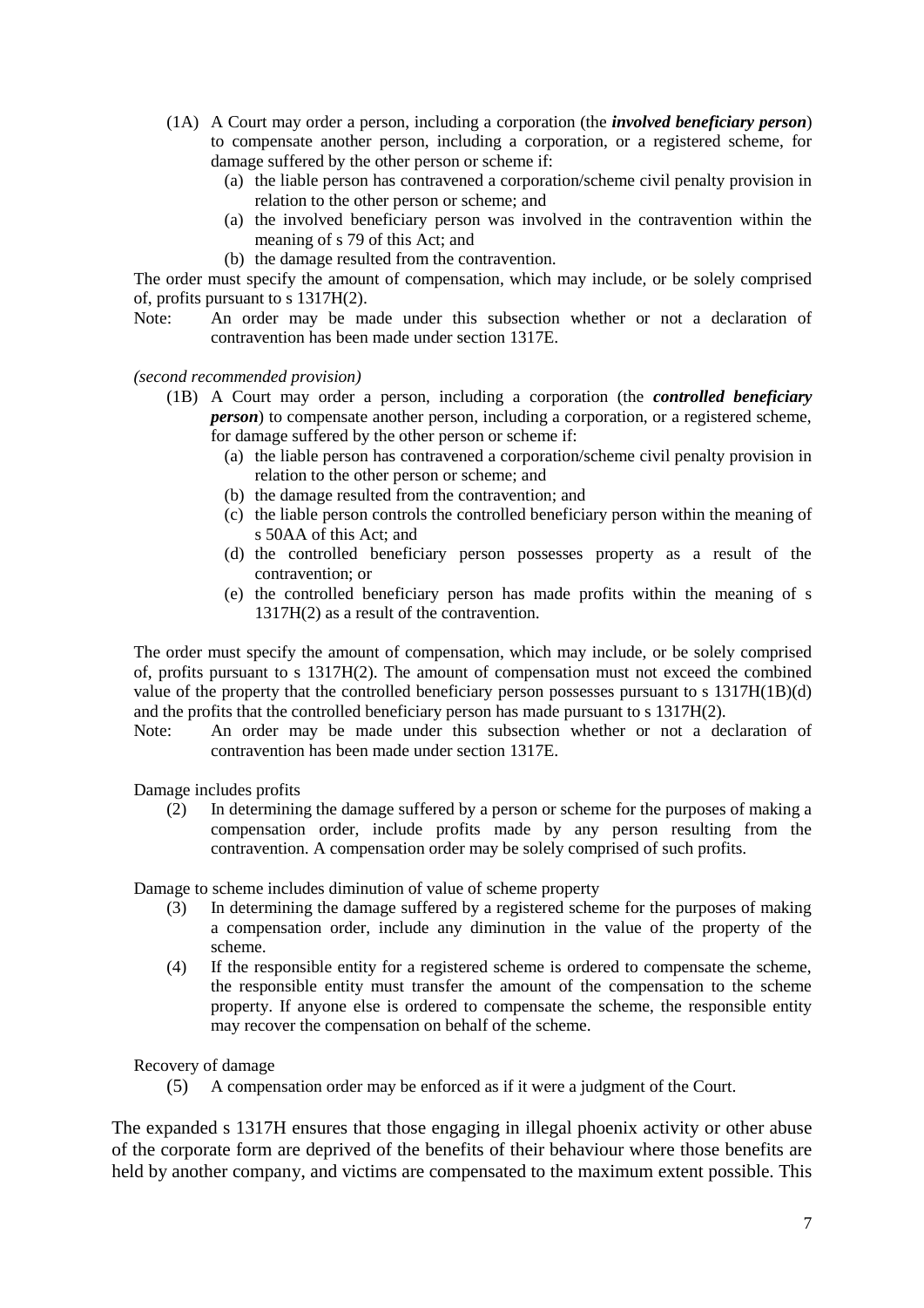(1A) A Court may order a person, including a corporation (the ***involved beneficiary person***) to compensate another person, including a corporation, or a registered scheme, for damage suffered by the other person or scheme if:

- (a) the liable person has contravened a corporation/scheme civil penalty provision in relation to the other person or scheme; and
- (a) the involved beneficiary person was involved in the contravention within the meaning of s 79 of this Act; and
- (b) the damage resulted from the contravention.

The order must specify the amount of compensation, which may include, or be solely comprised of, profits pursuant to s 1317H(2).

Note: An order may be made under this subsection whether or not a declaration of contravention has been made under section 1317E.

*(second recommended provision)*

(1B) A Court may order a person, including a corporation (the ***controlled beneficiary person***) to compensate another person, including a corporation, or a registered scheme, for damage suffered by the other person or scheme if:

- (a) the liable person has contravened a corporation/scheme civil penalty provision in relation to the other person or scheme; and
- (b) the damage resulted from the contravention; and
- (c) the liable person controls the controlled beneficiary person within the meaning of s 50AA of this Act; and
- (d) the controlled beneficiary person possesses property as a result of the contravention; or
- (e) the controlled beneficiary person has made profits within the meaning of s 1317H(2) as a result of the contravention.

The order must specify the amount of compensation, which may include, or be solely comprised of, profits pursuant to s 1317H(2). The amount of compensation must not exceed the combined value of the property that the controlled beneficiary person possesses pursuant to s 1317H(1B)(d) and the profits that the controlled beneficiary person has made pursuant to s 1317H(2).

Note: An order may be made under this subsection whether or not a declaration of contravention has been made under section 1317E.

Damage includes profits

(2) In determining the damage suffered by a person or scheme for the purposes of making a compensation order, include profits made by any person resulting from the contravention. A compensation order may be solely comprised of such profits.

Damage to scheme includes diminution of value of scheme property

(3) In determining the damage suffered by a registered scheme for the purposes of making a compensation order, include any diminution in the value of the property of the scheme.

(4) If the responsible entity for a registered scheme is ordered to compensate the scheme, the responsible entity must transfer the amount of the compensation to the scheme property. If anyone else is ordered to compensate the scheme, the responsible entity may recover the compensation on behalf of the scheme.

Recovery of damage

(5) A compensation order may be enforced as if it were a judgment of the Court.

The expanded s 1317H ensures that those engaging in illegal phoenix activity or other abuse of the corporate form are deprived of the benefits of their behaviour where those benefits are held by another company, and victims are compensated to the maximum extent possible. This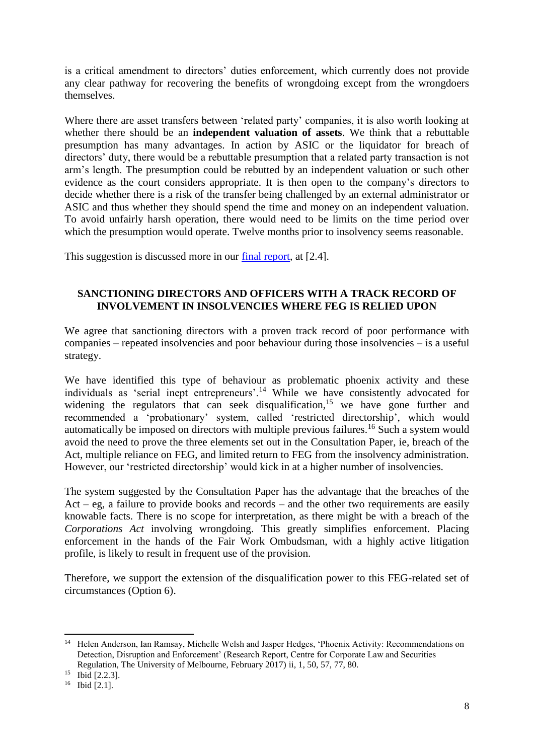is a critical amendment to directors' duties enforcement, which currently does not provide any clear pathway for recovering the benefits of wrongdoing except from the wrongdoers themselves.

Where there are asset transfers between 'related party' companies, it is also worth looking at whether there should be an **independent valuation of assets**. We think that a rebuttable presumption has many advantages. In action by ASIC or the liquidator for breach of directors' duty, there would be a rebuttable presumption that a related party transaction is not arm's length. The presumption could be rebutted by an independent valuation or such other evidence as the court considers appropriate. It is then open to the company's directors to decide whether there is a risk of the transfer being challenged by an external administrator or ASIC and thus whether they should spend the time and money on an independent valuation. To avoid unfairly harsh operation, there would need to be limits on the time period over which the presumption would operate. Twelve months prior to insolvency seems reasonable.

This suggestion is discussed more in our final report, at [2.4].

## SANCTIONING DIRECTORS AND OFFICERS WITH A TRACK RECORD OF INVOLVEMENT IN INSOLVENCIES WHERE FEG IS RELIED UPON

We agree that sanctioning directors with a proven track record of poor performance with companies – repeated insolvencies and poor behaviour during those insolvencies – is a useful strategy.

We have identified this type of behaviour as problematic phoenix activity and these individuals as 'serial inept entrepreneurs'.[14] While we have consistently advocated for widening the regulators that can seek disqualification,[15] we have gone further and recommended a 'probationary' system, called 'restricted directorship', which would automatically be imposed on directors with multiple previous failures.[16] Such a system would avoid the need to prove the three elements set out in the Consultation Paper, ie, breach of the Act, multiple reliance on FEG, and limited return to FEG from the insolvency administration. However, our 'restricted directorship' would kick in at a higher number of insolvencies.

The system suggested by the Consultation Paper has the advantage that the breaches of the Act – eg, a failure to provide books and records – and the other two requirements are easily knowable facts. There is no scope for interpretation, as there might be with a breach of the *Corporations Act* involving wrongdoing. This greatly simplifies enforcement. Placing enforcement in the hands of the Fair Work Ombudsman, with a highly active litigation profile, is likely to result in frequent use of the provision.

Therefore, we support the extension of the disqualification power to this FEG-related set of circumstances (Option 6).

---

[14] Helen Anderson, Ian Ramsay, Michelle Welsh and Jasper Hedges, 'Phoenix Activity: Recommendations on Detection, Disruption and Enforcement' (Research Report, Centre for Corporate Law and Securities Regulation, The University of Melbourne, February 2017) ii, 1, 50, 57, 77, 80.

[15] Ibid [2.2.3].

[16] Ibid [2.1].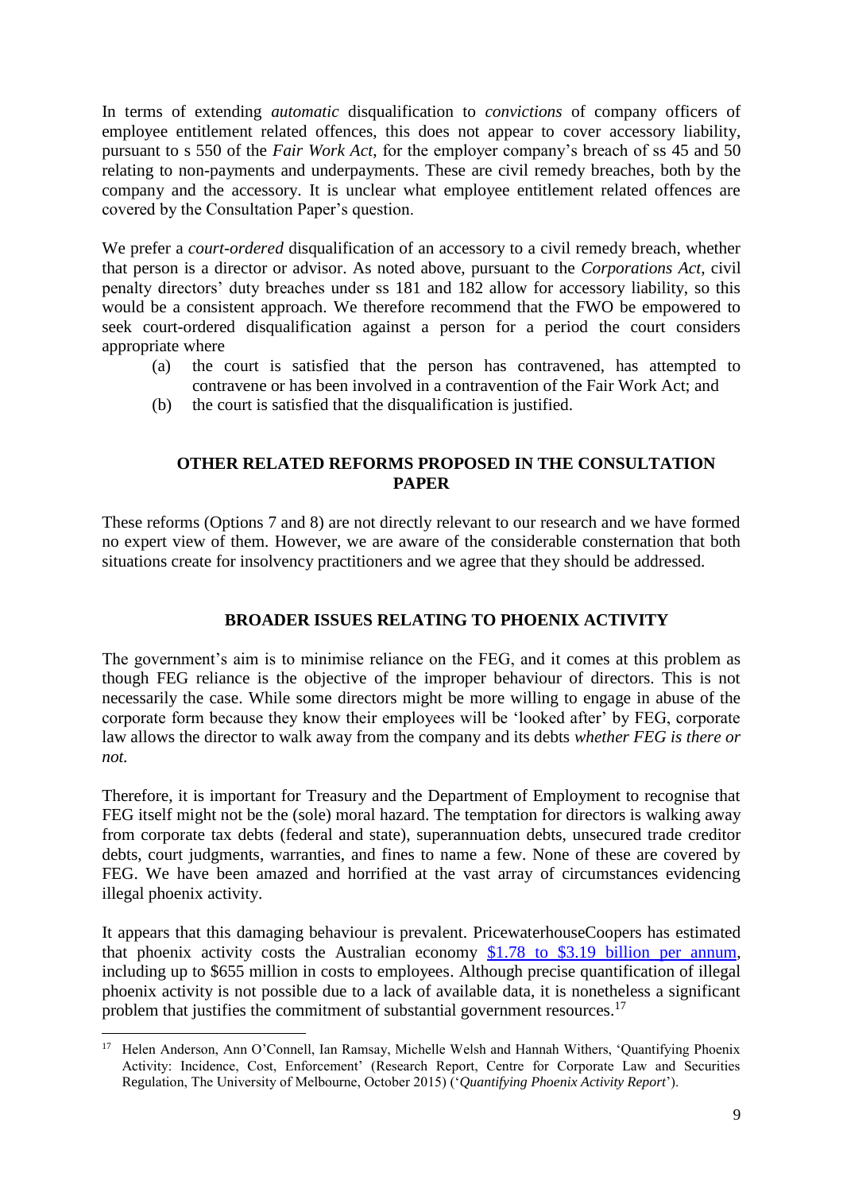In terms of extending *automatic* disqualification to *convictions* of company officers of employee entitlement related offences, this does not appear to cover accessory liability, pursuant to s 550 of the *Fair Work Act*, for the employer company's breach of ss 45 and 50 relating to non-payments and underpayments. These are civil remedy breaches, both by the company and the accessory. It is unclear what employee entitlement related offences are covered by the Consultation Paper's question.

We prefer a *court-ordered* disqualification of an accessory to a civil remedy breach, whether that person is a director or advisor. As noted above, pursuant to the *Corporations Act*, civil penalty directors' duty breaches under ss 181 and 182 allow for accessory liability, so this would be a consistent approach. We therefore recommend that the FWO be empowered to seek court-ordered disqualification against a person for a period the court considers appropriate where

(a) the court is satisfied that the person has contravened, has attempted to contravene or has been involved in a contravention of the Fair Work Act; and

(b) the court is satisfied that the disqualification is justified.

## OTHER RELATED REFORMS PROPOSED IN THE CONSULTATION PAPER

These reforms (Options 7 and 8) are not directly relevant to our research and we have formed no expert view of them. However, we are aware of the considerable consternation that both situations create for insolvency practitioners and we agree that they should be addressed.

## BROADER ISSUES RELATING TO PHOENIX ACTIVITY

The government's aim is to minimise reliance on the FEG, and it comes at this problem as though FEG reliance is the objective of the improper behaviour of directors. This is not necessarily the case. While some directors might be more willing to engage in abuse of the corporate form because they know their employees will be 'looked after' by FEG, corporate law allows the director to walk away from the company and its debts *whether FEG is there or not.*

Therefore, it is important for Treasury and the Department of Employment to recognise that FEG itself might not be the (sole) moral hazard. The temptation for directors is walking away from corporate tax debts (federal and state), superannuation debts, unsecured trade creditor debts, court judgments, warranties, and fines to name a few. None of these are covered by FEG. We have been amazed and horrified at the vast array of circumstances evidencing illegal phoenix activity.

It appears that this damaging behaviour is prevalent. PricewaterhouseCoopers has estimated that phoenix activity costs the Australian economy $1.78 to $3.19 billion per annum, including up to $655 million in costs to employees. Although precise quantification of illegal phoenix activity is not possible due to a lack of available data, it is nonetheless a significant problem that justifies the commitment of substantial government resources.[17]

[17] Helen Anderson, Ann O'Connell, Ian Ramsay, Michelle Welsh and Hannah Withers, 'Quantifying Phoenix Activity: Incidence, Cost, Enforcement' (Research Report, Centre for Corporate Law and Securities Regulation, The University of Melbourne, October 2015) ('*Quantifying Phoenix Activity Report*').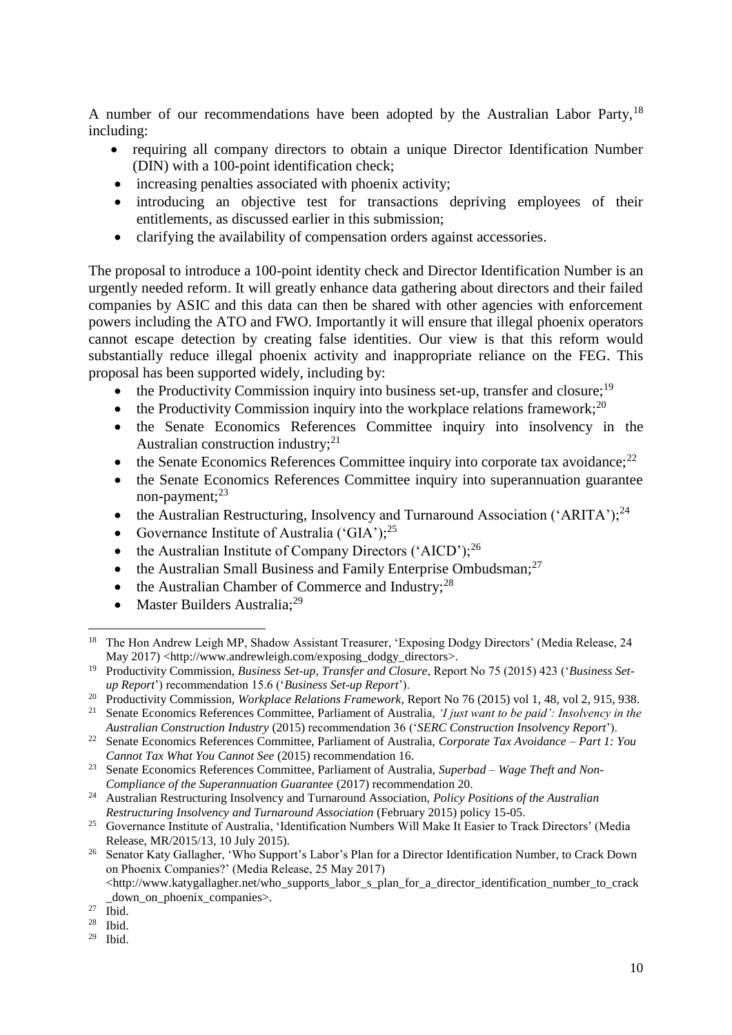A number of our recommendations have been adopted by the Australian Labor Party,[18] including:

- requiring all company directors to obtain a unique Director Identification Number (DIN) with a 100-point identification check;
- increasing penalties associated with phoenix activity;
- introducing an objective test for transactions depriving employees of their entitlements, as discussed earlier in this submission;
- clarifying the availability of compensation orders against accessories.

The proposal to introduce a 100-point identity check and Director Identification Number is an urgently needed reform. It will greatly enhance data gathering about directors and their failed companies by ASIC and this data can then be shared with other agencies with enforcement powers including the ATO and FWO. Importantly it will ensure that illegal phoenix operators cannot escape detection by creating false identities. Our view is that this reform would substantially reduce illegal phoenix activity and inappropriate reliance on the FEG. This proposal has been supported widely, including by:

- the Productivity Commission inquiry into business set-up, transfer and closure;[19]
- the Productivity Commission inquiry into the workplace relations framework;[20]
- the Senate Economics References Committee inquiry into insolvency in the Australian construction industry;[21]
- the Senate Economics References Committee inquiry into corporate tax avoidance;[22]
- the Senate Economics References Committee inquiry into superannuation guarantee non-payment;[23]
- the Australian Restructuring, Insolvency and Turnaround Association ('ARITA');[24]
- Governance Institute of Australia ('GIA');[25]
- the Australian Institute of Company Directors ('AICD');[26]
- the Australian Small Business and Family Enterprise Ombudsman;[27]
- the Australian Chamber of Commerce and Industry;[28]
- Master Builders Australia;[29]

---

[18] The Hon Andrew Leigh MP, Shadow Assistant Treasurer, 'Exposing Dodgy Directors' (Media Release, 24 May 2017) <http://www.andrewleigh.com/exposing_dodgy_directors>.

[19] Productivity Commission, *Business Set-up, Transfer and Closure*, Report No 75 (2015) 423 ('*Business Set-up Report*') recommendation 15.6 ('*Business Set-up Report*').

[20] Productivity Commission, *Workplace Relations Framework*, Report No 76 (2015) vol 1, 48, vol 2, 915, 938.

[21] Senate Economics References Committee, Parliament of Australia, *'I just want to be paid': Insolvency in the Australian Construction Industry* (2015) recommendation 36 ('*SERC Construction Insolvency Report*').

[22] Senate Economics References Committee, Parliament of Australia, *Corporate Tax Avoidance – Part 1: You Cannot Tax What You Cannot See* (2015) recommendation 16.

[23] Senate Economics References Committee, Parliament of Australia, *Superbad – Wage Theft and Non-Compliance of the Superannuation Guarantee* (2017) recommendation 20.

[24] Australian Restructuring Insolvency and Turnaround Association, *Policy Positions of the Australian Restructuring Insolvency and Turnaround Association* (February 2015) policy 15-05.

[25] Governance Institute of Australia, 'Identification Numbers Will Make It Easier to Track Directors' (Media Release, MR/2015/13, 10 July 2015).

[26] Senator Katy Gallagher, 'Who Support's Labor's Plan for a Director Identification Number, to Crack Down on Phoenix Companies?' (Media Release, 25 May 2017) <http://www.katygallagher.net/who_supports_labor_s_plan_for_a_director_identification_number_to_crack_down_on_phoenix_companies>.

[27] Ibid.

[28] Ibid.

[29] Ibid.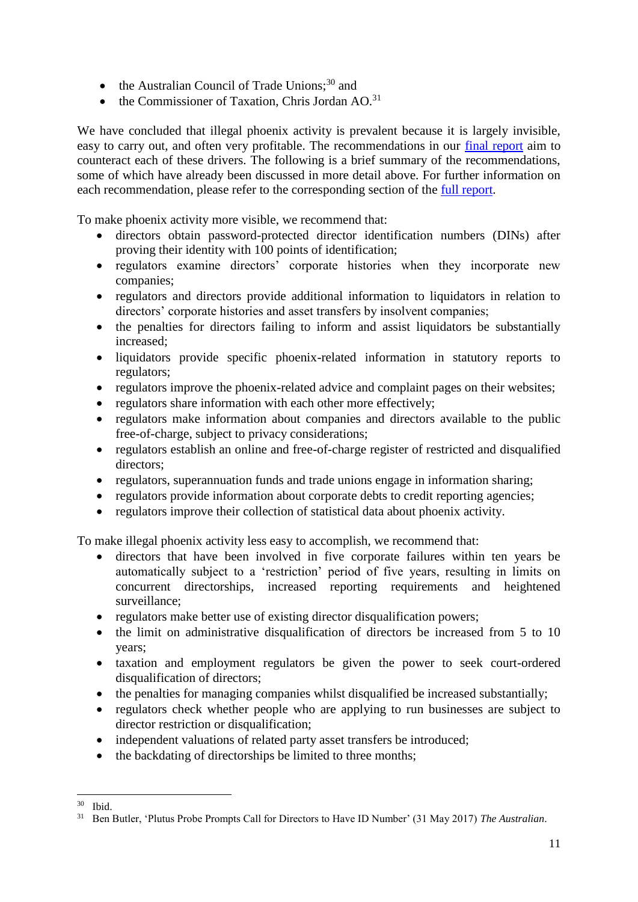- the Australian Council of Trade Unions;[30] and
- the Commissioner of Taxation, Chris Jordan AO.[31]

We have concluded that illegal phoenix activity is prevalent because it is largely invisible, easy to carry out, and often very profitable. The recommendations in our final report aim to counteract each of these drivers. The following is a brief summary of the recommendations, some of which have already been discussed in more detail above. For further information on each recommendation, please refer to the corresponding section of the full report.

To make phoenix activity more visible, we recommend that:

- directors obtain password-protected director identification numbers (DINs) after proving their identity with 100 points of identification;
- regulators examine directors' corporate histories when they incorporate new companies;
- regulators and directors provide additional information to liquidators in relation to directors' corporate histories and asset transfers by insolvent companies;
- the penalties for directors failing to inform and assist liquidators be substantially increased;
- liquidators provide specific phoenix-related information in statutory reports to regulators;
- regulators improve the phoenix-related advice and complaint pages on their websites;
- regulators share information with each other more effectively;
- regulators make information about companies and directors available to the public free-of-charge, subject to privacy considerations;
- regulators establish an online and free-of-charge register of restricted and disqualified directors;
- regulators, superannuation funds and trade unions engage in information sharing;
- regulators provide information about corporate debts to credit reporting agencies;
- regulators improve their collection of statistical data about phoenix activity.

To make illegal phoenix activity less easy to accomplish, we recommend that:

- directors that have been involved in five corporate failures within ten years be automatically subject to a 'restriction' period of five years, resulting in limits on concurrent directorships, increased reporting requirements and heightened surveillance;
- regulators make better use of existing director disqualification powers;
- the limit on administrative disqualification of directors be increased from 5 to 10 years;
- taxation and employment regulators be given the power to seek court-ordered disqualification of directors;
- the penalties for managing companies whilst disqualified be increased substantially;
- regulators check whether people who are applying to run businesses are subject to director restriction or disqualification;
- independent valuations of related party asset transfers be introduced;
- the backdating of directorships be limited to three months;

---

[30] Ibid.

[31] Ben Butler, 'Plutus Probe Prompts Call for Directors to Have ID Number' (31 May 2017) *The Australian*.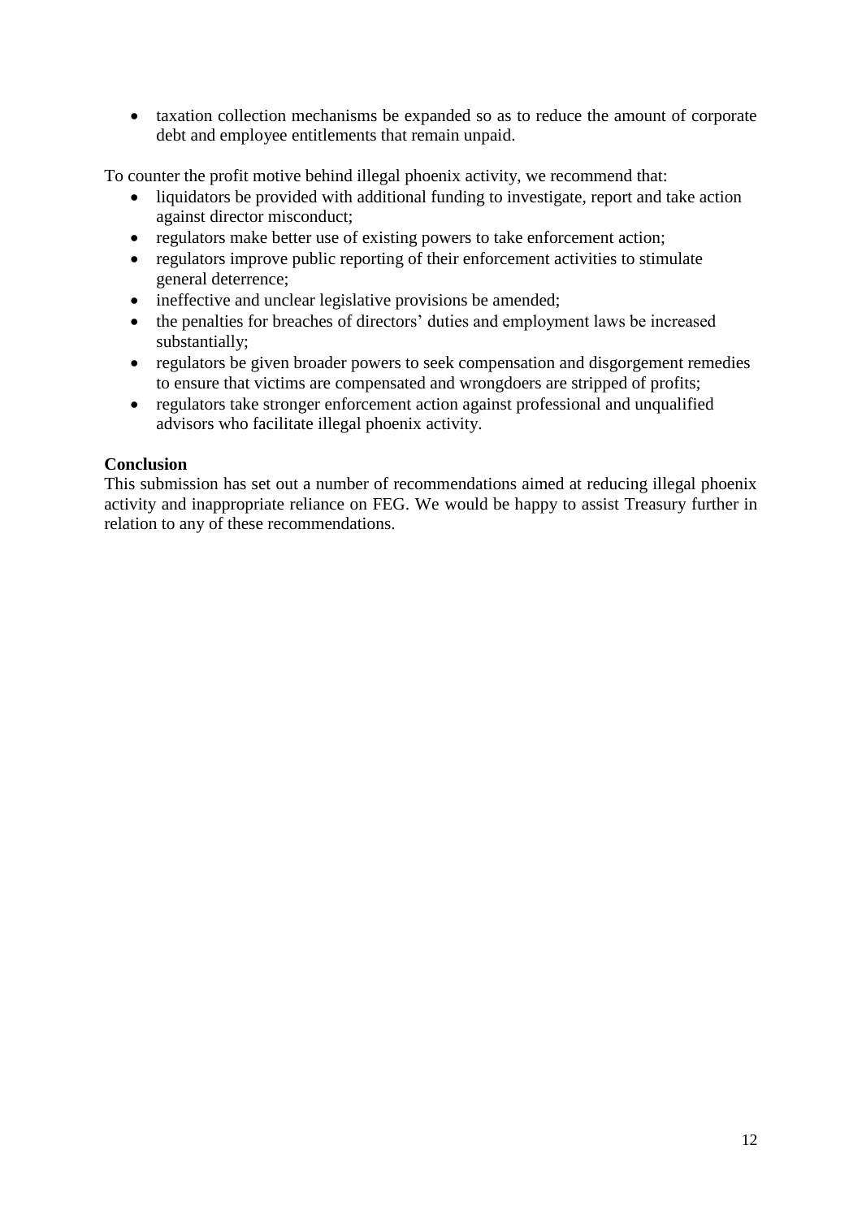- taxation collection mechanisms be expanded so as to reduce the amount of corporate debt and employee entitlements that remain unpaid.

To counter the profit motive behind illegal phoenix activity, we recommend that:

- liquidators be provided with additional funding to investigate, report and take action against director misconduct;
- regulators make better use of existing powers to take enforcement action;
- regulators improve public reporting of their enforcement activities to stimulate general deterrence;
- ineffective and unclear legislative provisions be amended;
- the penalties for breaches of directors' duties and employment laws be increased substantially;
- regulators be given broader powers to seek compensation and disgorgement remedies to ensure that victims are compensated and wrongdoers are stripped of profits;
- regulators take stronger enforcement action against professional and unqualified advisors who facilitate illegal phoenix activity.

**Conclusion**

This submission has set out a number of recommendations aimed at reducing illegal phoenix activity and inappropriate reliance on FEG. We would be happy to assist Treasury further in relation to any of these recommendations.